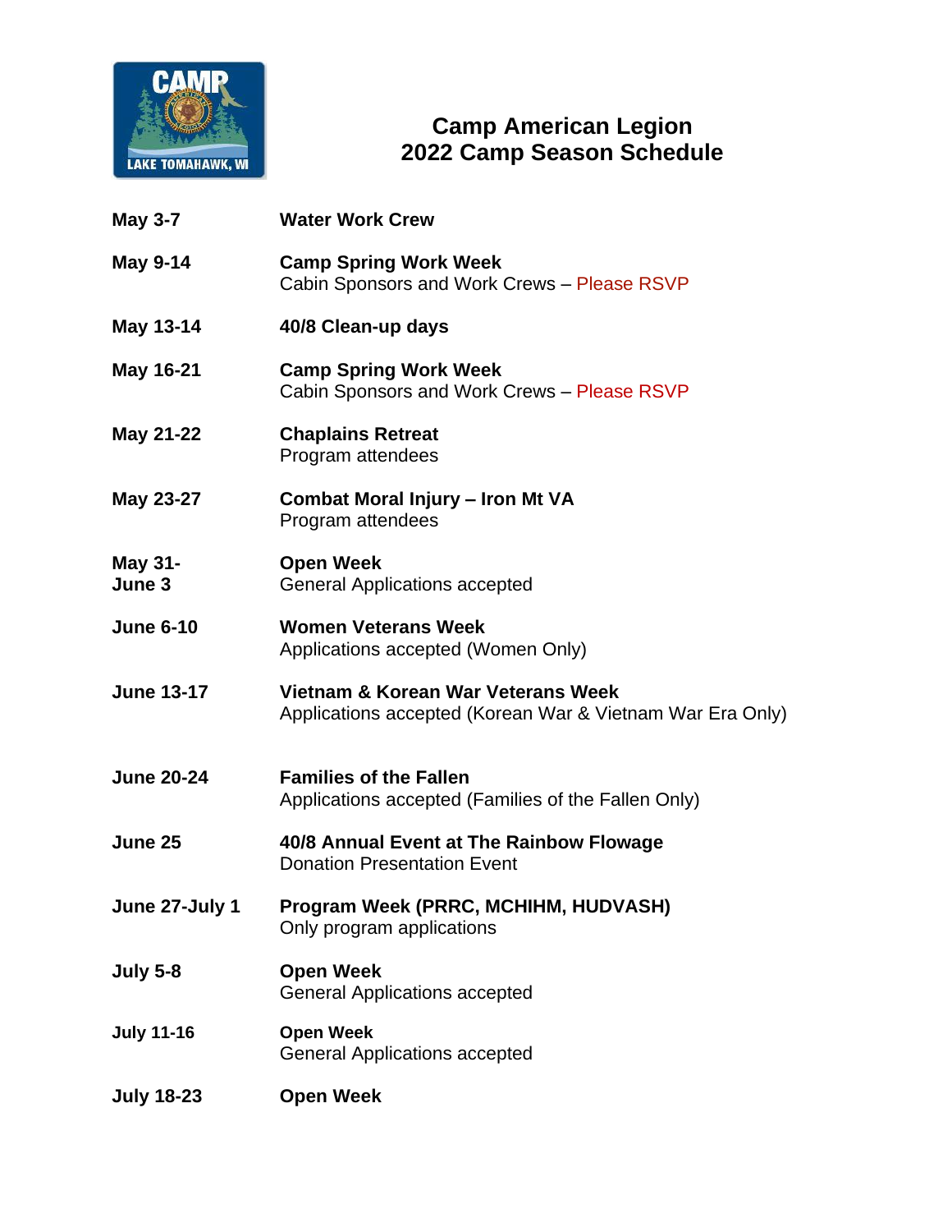# Camp American Legion
# 2022 Camp Season Schedule

| | |
|---|---|
| **May 3-7** | **Water Work Crew** |
| **May 9-14** | **Camp Spring Work Week**<br>Cabin Sponsors and Work Crews – Please RSVP |
| **May 13-14** | **40/8 Clean-up days** |
| **May 16-21** | **Camp Spring Work Week**<br>Cabin Sponsors and Work Crews – Please RSVP |
| **May 21-22** | **Chaplains Retreat**<br>Program attendees |
| **May 23-27** | **Combat Moral Injury – Iron Mt VA**<br>Program attendees |
| **May 31-June 3** | **Open Week**<br>General Applications accepted |
| **June 6-10** | **Women Veterans Week**<br>Applications accepted (Women Only) |
| **June 13-17** | **Vietnam & Korean War Veterans Week**<br>Applications accepted (Korean War & Vietnam War Era Only) |
| **June 20-24** | **Families of the Fallen**<br>Applications accepted (Families of the Fallen Only) |
| **June 25** | **40/8 Annual Event at The Rainbow Flowage**<br>Donation Presentation Event |
| **June 27-July 1** | **Program Week (PRRC, MCHIHM, HUDVASH)**<br>Only program applications |
| **July 5-8** | **Open Week**<br>General Applications accepted |
| **July 11-16** | **Open Week**<br>General Applications accepted |
| **July 18-23** | **Open Week** |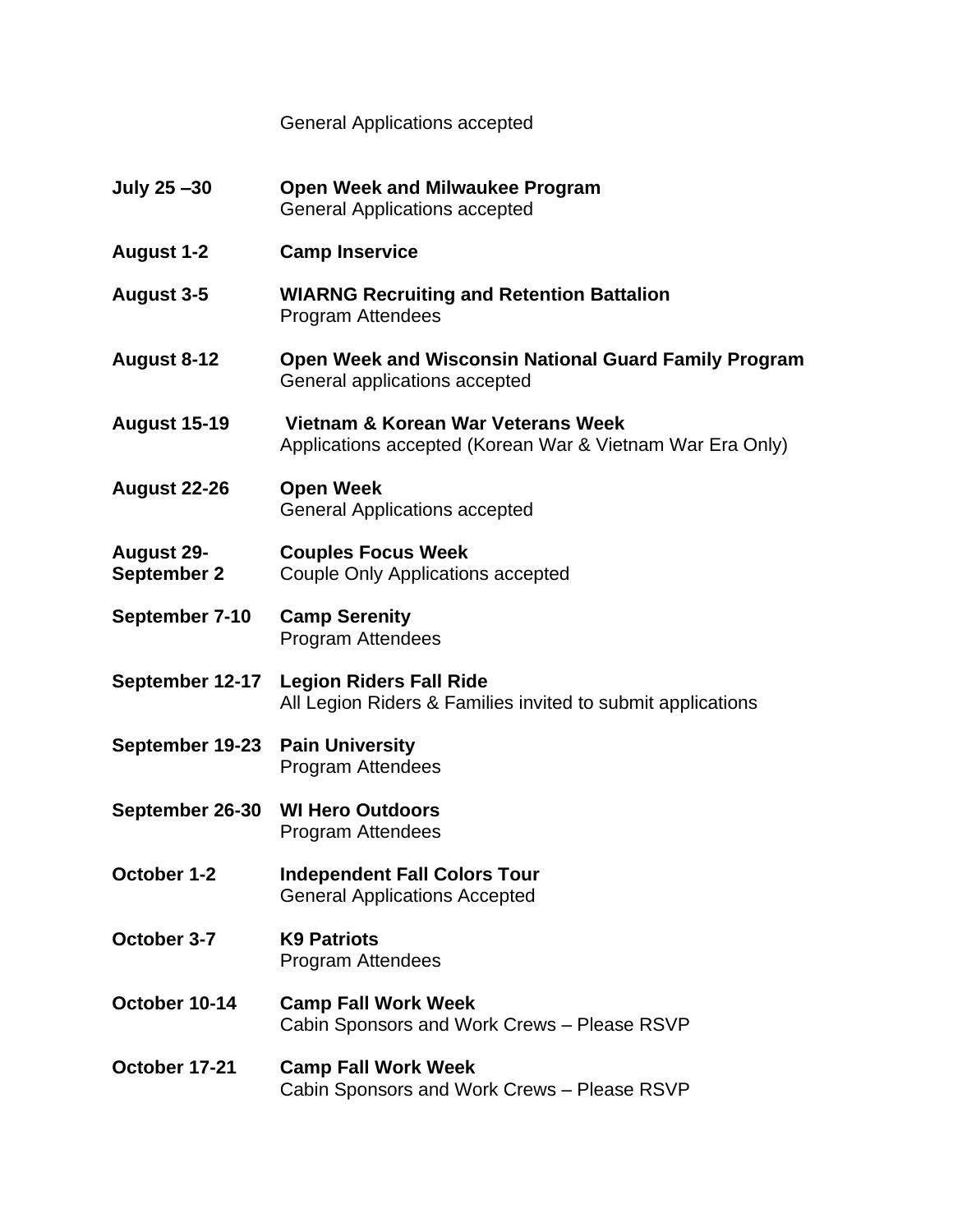| | |
|---|---|
| | General Applications accepted |
| **July 25 –30** | **Open Week and Milwaukee Program**<br>General Applications accepted |
| **August 1-2** | **Camp Inservice** |
| **August 3-5** | **WIARNG Recruiting and Retention Battalion**<br>Program Attendees |
| **August 8-12** | **Open Week and Wisconsin National Guard Family Program**<br>General applications accepted |
| **August 15-19** | **Vietnam & Korean War Veterans Week**<br>Applications accepted (Korean War & Vietnam War Era Only) |
| **August 22-26** | **Open Week**<br>General Applications accepted |
| **August 29-September 2** | **Couples Focus Week**<br>Couple Only Applications accepted |
| **September 7-10** | **Camp Serenity**<br>Program Attendees |
| **September 12-17** | **Legion Riders Fall Ride**<br>All Legion Riders & Families invited to submit applications |
| **September 19-23** | **Pain University**<br>Program Attendees |
| **September 26-30** | **WI Hero Outdoors**<br>Program Attendees |
| **October 1-2** | **Independent Fall Colors Tour**<br>General Applications Accepted |
| **October 3-7** | **K9 Patriots**<br>Program Attendees |
| **October 10-14** | **Camp Fall Work Week**<br>Cabin Sponsors and Work Crews – Please RSVP |
| **October 17-21** | **Camp Fall Work Week**<br>Cabin Sponsors and Work Crews – Please RSVP |